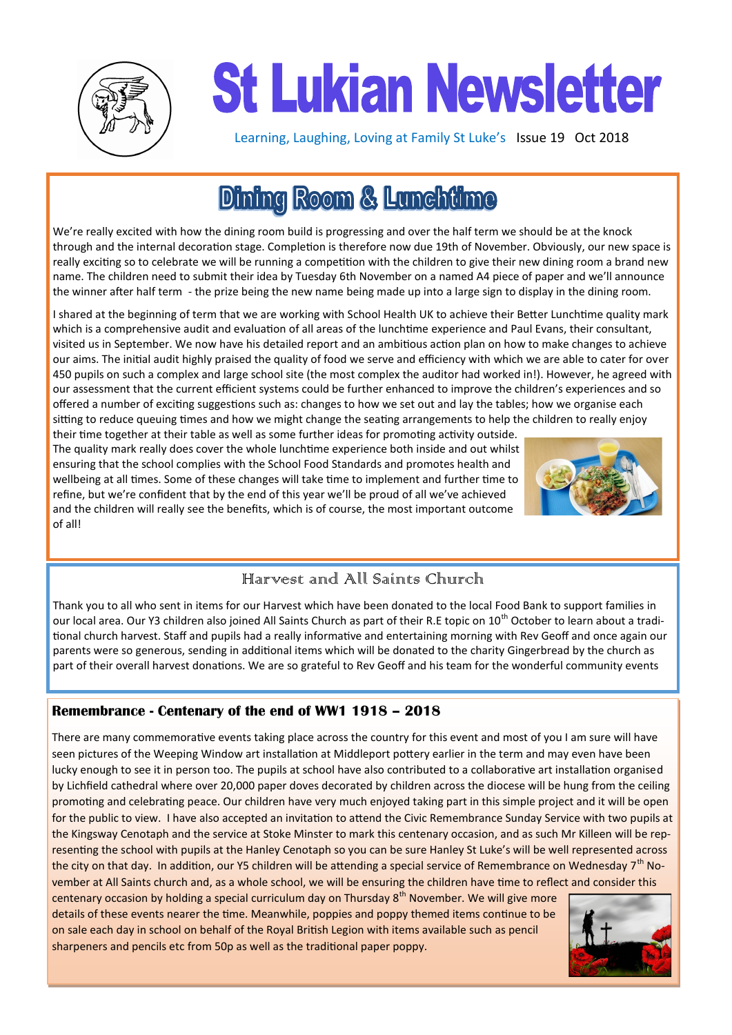# St Lukian Newsletter

Learning, Laughing, Loving at Family St Luke's Issue 19 Oct 2018

## Dining Room & Lunchtime

We're really excited with how the dining room build is progressing and over the half term we should be at the knock through and the internal decoration stage. Completion is therefore now due 19th of November. Obviously, our new space is really exciting so to celebrate we will be running a competition with the children to give their new dining room a brand new name. The children need to submit their idea by Tuesday 6th November on a named A4 piece of paper and we'll announce the winner after half term - the prize being the new name being made up into a large sign to display in the dining room.

I shared at the beginning of term that we are working with School Health UK to achieve their Better Lunchtime quality mark which is a comprehensive audit and evaluation of all areas of the lunchtime experience and Paul Evans, their consultant, visited us in September. We now have his detailed report and an ambitious action plan on how to make changes to achieve our aims. The initial audit highly praised the quality of food we serve and efficiency with which we are able to cater for over 450 pupils on such a complex and large school site (the most complex the auditor had worked in!). However, he agreed with our assessment that the current efficient systems could be further enhanced to improve the children's experiences and so offered a number of exciting suggestions such as: changes to how we set out and lay the tables; how we organise each sitting to reduce queuing times and how we might change the seating arrangements to help the children to really enjoy their time together at their table as well as some further ideas for promoting activity outside. The quality mark really does cover the whole lunchtime experience both inside and out whilst ensuring that the school complies with the School Food Standards and promotes health and wellbeing at all times. Some of these changes will take time to implement and further time to refine, but we're confident that by the end of this year we'll be proud of all we've achieved and the children will really see the benefits, which is of course, the most important outcome of all!

## Harvest and All Saints Church

Thank you to all who sent in items for our Harvest which have been donated to the local Food Bank to support families in our local area. Our Y3 children also joined All Saints Church as part of their R.E topic on 10th October to learn about a traditional church harvest. Staff and pupils had a really informative and entertaining morning with Rev Geoff and once again our parents were so generous, sending in additional items which will be donated to the charity Gingerbread by the church as part of their overall harvest donations. We are so grateful to Rev Geoff and his team for the wonderful community events

## Remembrance - Centenary of the end of WW1 1918 – 2018

There are many commemorative events taking place across the country for this event and most of you I am sure will have seen pictures of the Weeping Window art installation at Middleport pottery earlier in the term and may even have been lucky enough to see it in person too. The pupils at school have also contributed to a collaborative art installation organised by Lichfield cathedral where over 20,000 paper doves decorated by children across the diocese will be hung from the ceiling promoting and celebrating peace. Our children have very much enjoyed taking part in this simple project and it will be open for the public to view. I have also accepted an invitation to attend the Civic Remembrance Sunday Service with two pupils at the Kingsway Cenotaph and the service at Stoke Minster to mark this centenary occasion, and as such Mr Killeen will be representing the school with pupils at the Hanley Cenotaph so you can be sure Hanley St Luke's will be well represented across the city on that day. In addition, our Y5 children will be attending a special service of Remembrance on Wednesday 7th November at All Saints church and, as a whole school, we will be ensuring the children have time to reflect and consider this centenary occasion by holding a special curriculum day on Thursday 8th November. We will give more details of these events nearer the time. Meanwhile, poppies and poppy themed items continue to be on sale each day in school on behalf of the Royal British Legion with items available such as pencil sharpeners and pencils etc from 50p as well as the traditional paper poppy.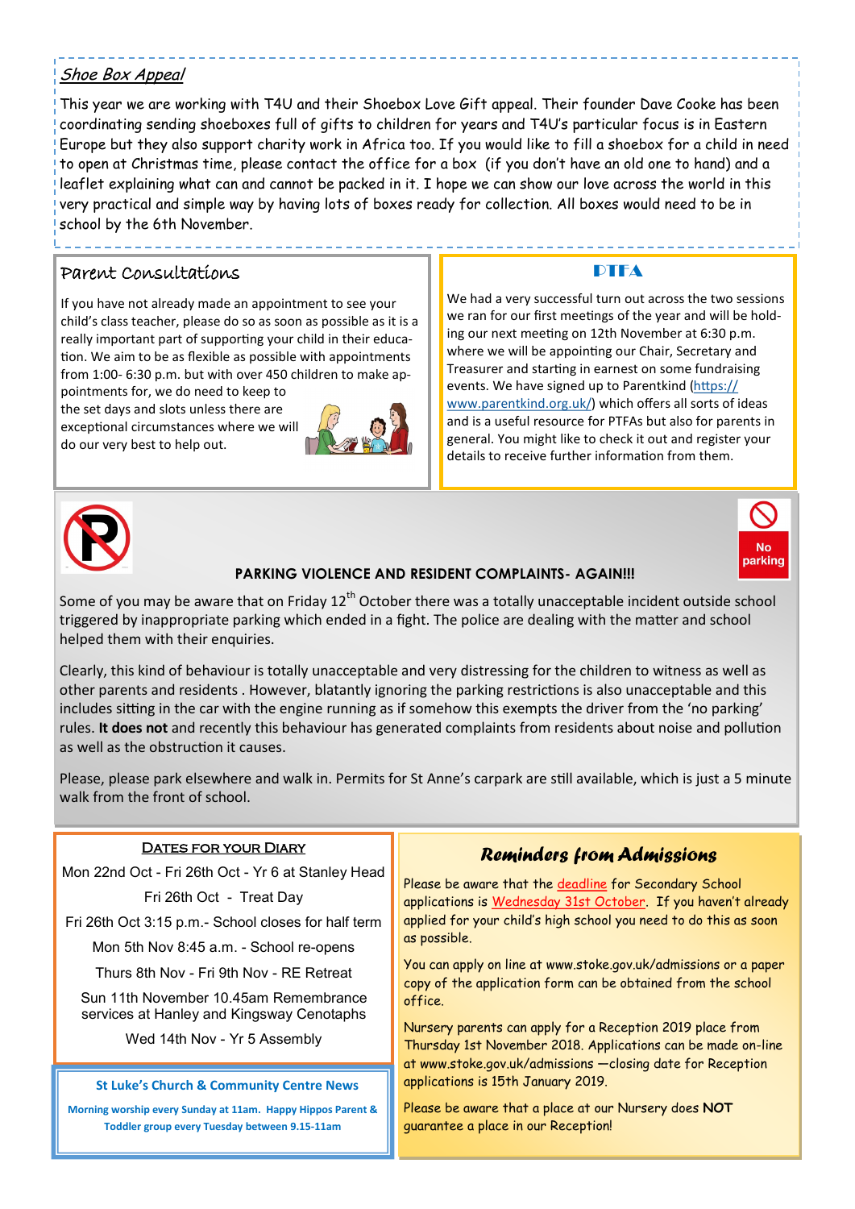## *Shoe Box Appeal*

This year we are working with T4U and their Shoebox Love Gift appeal. Their founder Dave Cooke has been coordinating sending shoeboxes full of gifts to children for years and T4U's particular focus is in Eastern Europe but they also support charity work in Africa too. If you would like to fill a shoebox for a child in need to open at Christmas time, please contact the office for a box (if you don't have an old one to hand) and a leaflet explaining what can and cannot be packed in it. I hope we can show our love across the world in this very practical and simple way by having lots of boxes ready for collection. All boxes would need to be in school by the 6th November.

## Parent Consultations

If you have not already made an appointment to see your child's class teacher, please do so as soon as possible as it is a really important part of supporting your child in their education. We aim to be as flexible as possible with appointments from 1:00- 6:30 p.m. but with over 450 children to make appointments for, we do need to keep to the set days and slots unless there are exceptional circumstances where we will do our very best to help out.

## PTFA

We had a very successful turn out across the two sessions we ran for our first meetings of the year and will be holding our next meeting on 12th November at 6:30 p.m. where we will be appointing our Chair, Secretary and Treasurer and starting in earnest on some fundraising events. We have signed up to Parentkind (https://www.parentkind.org.uk/) which offers all sorts of ideas and is a useful resource for PTFAs but also for parents in general. You might like to check it out and register your details to receive further information from them.

## PARKING VIOLENCE AND RESIDENT COMPLAINTS- AGAIN!!!

No parking

Some of you may be aware that on Friday 12th October there was a totally unacceptable incident outside school triggered by inappropriate parking which ended in a fight. The police are dealing with the matter and school helped them with their enquiries.

Clearly, this kind of behaviour is totally unacceptable and very distressing for the children to witness as well as other parents and residents . However, blatantly ignoring the parking restrictions is also unacceptable and this includes sitting in the car with the engine running as if somehow this exempts the driver from the 'no parking' rules. **It does not** and recently this behaviour has generated complaints from residents about noise and pollution as well as the obstruction it causes.

Please, please park elsewhere and walk in. Permits for St Anne's carpark are still available, which is just a 5 minute walk from the front of school.

## Dates for your Diary

Mon 22nd Oct - Fri 26th Oct - Yr 6 at Stanley Head

Fri 26th Oct - Treat Day

Fri 26th Oct 3:15 p.m.- School closes for half term

Mon 5th Nov 8:45 a.m. - School re-opens

Thurs 8th Nov - Fri 9th Nov - RE Retreat

Sun 11th November 10.45am Remembrance services at Hanley and Kingsway Cenotaphs

Wed 14th Nov - Yr 5 Assembly

## St Luke's Church & Community Centre News

**Morning worship every Sunday at 11am. Happy Hippos Parent & Toddler group every Tuesday between 9.15-11am**

## *Reminders from Admissions*

Please be aware that the deadline for Secondary School applications is Wednesday 31st October. If you haven't already applied for your child's high school you need to do this as soon as possible.

You can apply on line at www.stoke.gov.uk/admissions or a paper copy of the application form can be obtained from the school office.

Nursery parents can apply for a Reception 2019 place from Thursday 1st November 2018. Applications can be made on-line at www.stoke.gov.uk/admissions —closing date for Reception applications is 15th January 2019.

Please be aware that a place at our Nursery does **NOT** guarantee a place in our Reception!